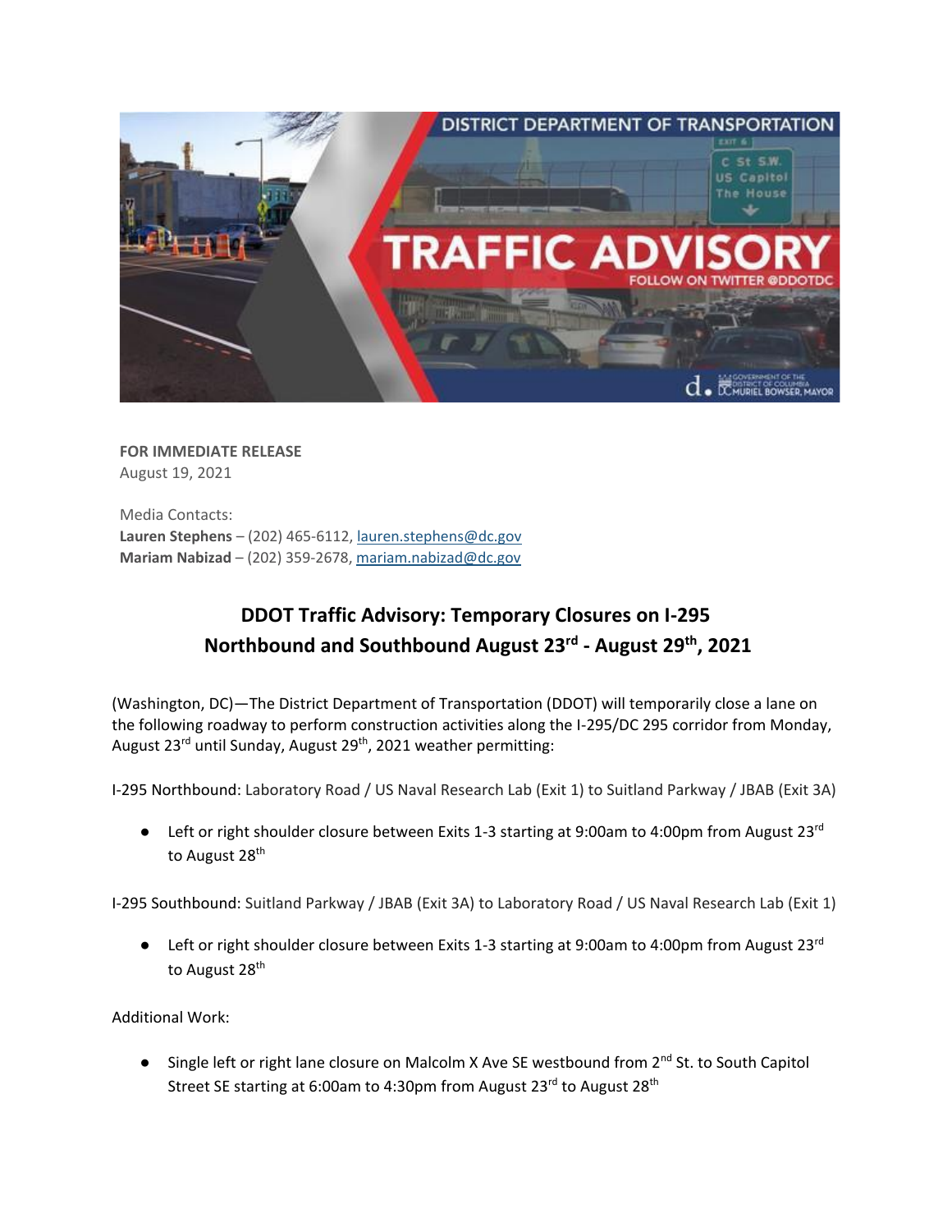**FOR IMMEDIATE RELEASE**
August 19, 2021

Media Contacts:
**Lauren Stephens** – (202) 465-6112, lauren.stephens@dc.gov
**Mariam Nabizad** – (202) 359-2678, mariam.nabizad@dc.gov

## DDOT Traffic Advisory: Temporary Closures on I-295 Northbound and Southbound August 23rd - August 29th, 2021

(Washington, DC)—The District Department of Transportation (DDOT) will temporarily close a lane on the following roadway to perform construction activities along the I-295/DC 295 corridor from Monday, August 23rd until Sunday, August 29th, 2021 weather permitting:

I-295 Northbound: Laboratory Road / US Naval Research Lab (Exit 1) to Suitland Parkway / JBAB (Exit 3A)

- Left or right shoulder closure between Exits 1-3 starting at 9:00am to 4:00pm from August 23rd to August 28th

I-295 Southbound: Suitland Parkway / JBAB (Exit 3A) to Laboratory Road / US Naval Research Lab (Exit 1)

- Left or right shoulder closure between Exits 1-3 starting at 9:00am to 4:00pm from August 23rd to August 28th

Additional Work:

- Single left or right lane closure on Malcolm X Ave SE westbound from 2nd St. to South Capitol Street SE starting at 6:00am to 4:30pm from August 23rd to August 28th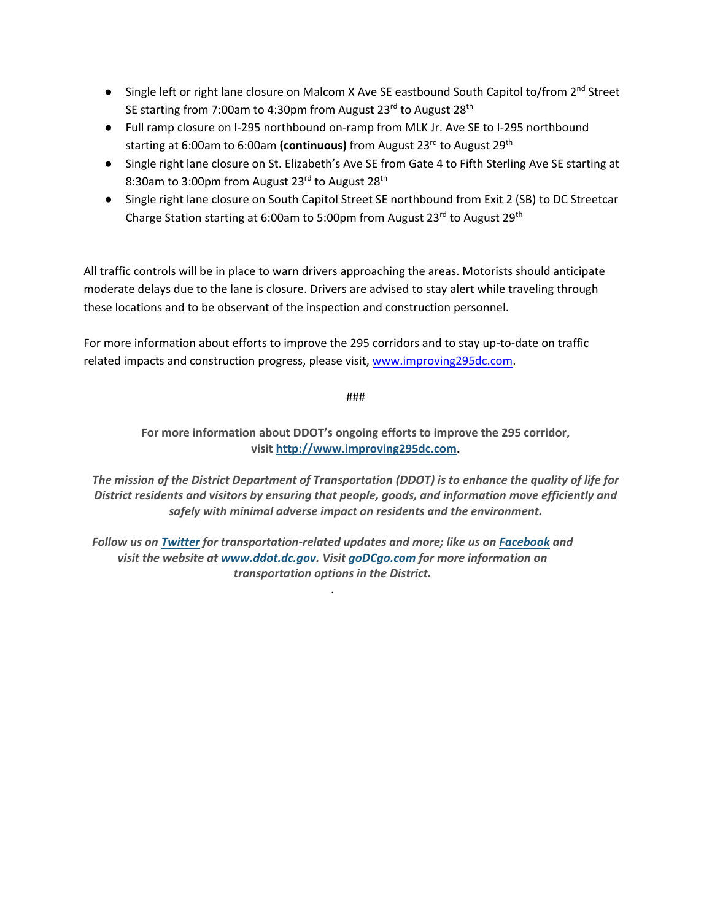- Single left or right lane closure on Malcom X Ave SE eastbound South Capitol to/from 2nd Street SE starting from 7:00am to 4:30pm from August 23rd to August 28th
- Full ramp closure on I-295 northbound on-ramp from MLK Jr. Ave SE to I-295 northbound starting at 6:00am to 6:00am **(continuous)** from August 23rd to August 29th
- Single right lane closure on St. Elizabeth's Ave SE from Gate 4 to Fifth Sterling Ave SE starting at 8:30am to 3:00pm from August 23rd to August 28th
- Single right lane closure on South Capitol Street SE northbound from Exit 2 (SB) to DC Streetcar Charge Station starting at 6:00am to 5:00pm from August 23rd to August 29th

All traffic controls will be in place to warn drivers approaching the areas. Motorists should anticipate moderate delays due to the lane is closure. Drivers are advised to stay alert while traveling through these locations and to be observant of the inspection and construction personnel.

For more information about efforts to improve the 295 corridors and to stay up-to-date on traffic related impacts and construction progress, please visit, [www.improving295dc.com](http://www.improving295dc.com).

###

**For more information about DDOT's ongoing efforts to improve the 295 corridor, visit [http://www.improving295dc.com](http://www.improving295dc.com).**

***The mission of the District Department of Transportation (DDOT) is to enhance the quality of life for District residents and visitors by ensuring that people, goods, and information move efficiently and safely with minimal adverse impact on residents and the environment.***

***Follow us on [Twitter](#) for transportation-related updates and more; like us on [Facebook](#) and visit the website at [www.ddot.dc.gov](http://www.ddot.dc.gov). Visit [goDCgo.com](http://goDCgo.com) for more information on transportation options in the District.***